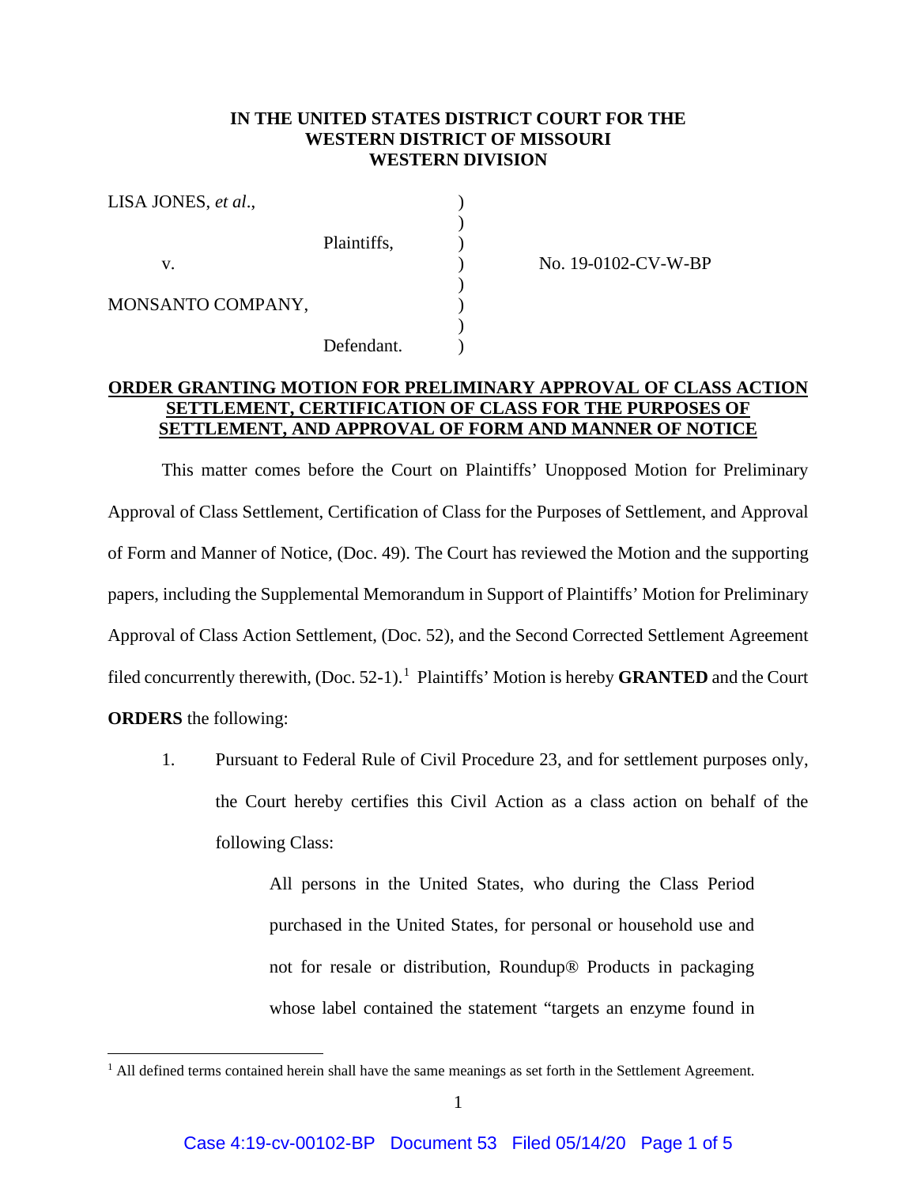**IN THE UNITED STATES DISTRICT COURT FOR THE WESTERN DISTRICT OF MISSOURI WESTERN DIVISION**

LISA JONES, *et al.*,

Plaintiffs,

v.

MONSANTO COMPANY,

Defendant.

No. 19-0102-CV-W-BP

**ORDER GRANTING MOTION FOR PRELIMINARY APPROVAL OF CLASS ACTION SETTLEMENT, CERTIFICATION OF CLASS FOR THE PURPOSES OF SETTLEMENT, AND APPROVAL OF FORM AND MANNER OF NOTICE**

This matter comes before the Court on Plaintiffs' Unopposed Motion for Preliminary Approval of Class Settlement, Certification of Class for the Purposes of Settlement, and Approval of Form and Manner of Notice, (Doc. 49). The Court has reviewed the Motion and the supporting papers, including the Supplemental Memorandum in Support of Plaintiffs' Motion for Preliminary Approval of Class Action Settlement, (Doc. 52), and the Second Corrected Settlement Agreement filed concurrently therewith, (Doc. 52-1).[1] Plaintiffs' Motion is hereby **GRANTED** and the Court **ORDERS** the following:

1. Pursuant to Federal Rule of Civil Procedure 23, and for settlement purposes only, the Court hereby certifies this Civil Action as a class action on behalf of the following Class:

> All persons in the United States, who during the Class Period purchased in the United States, for personal or household use and not for resale or distribution, Roundup® Products in packaging whose label contained the statement "targets an enzyme found in

[1] All defined terms contained herein shall have the same meanings as set forth in the Settlement Agreement.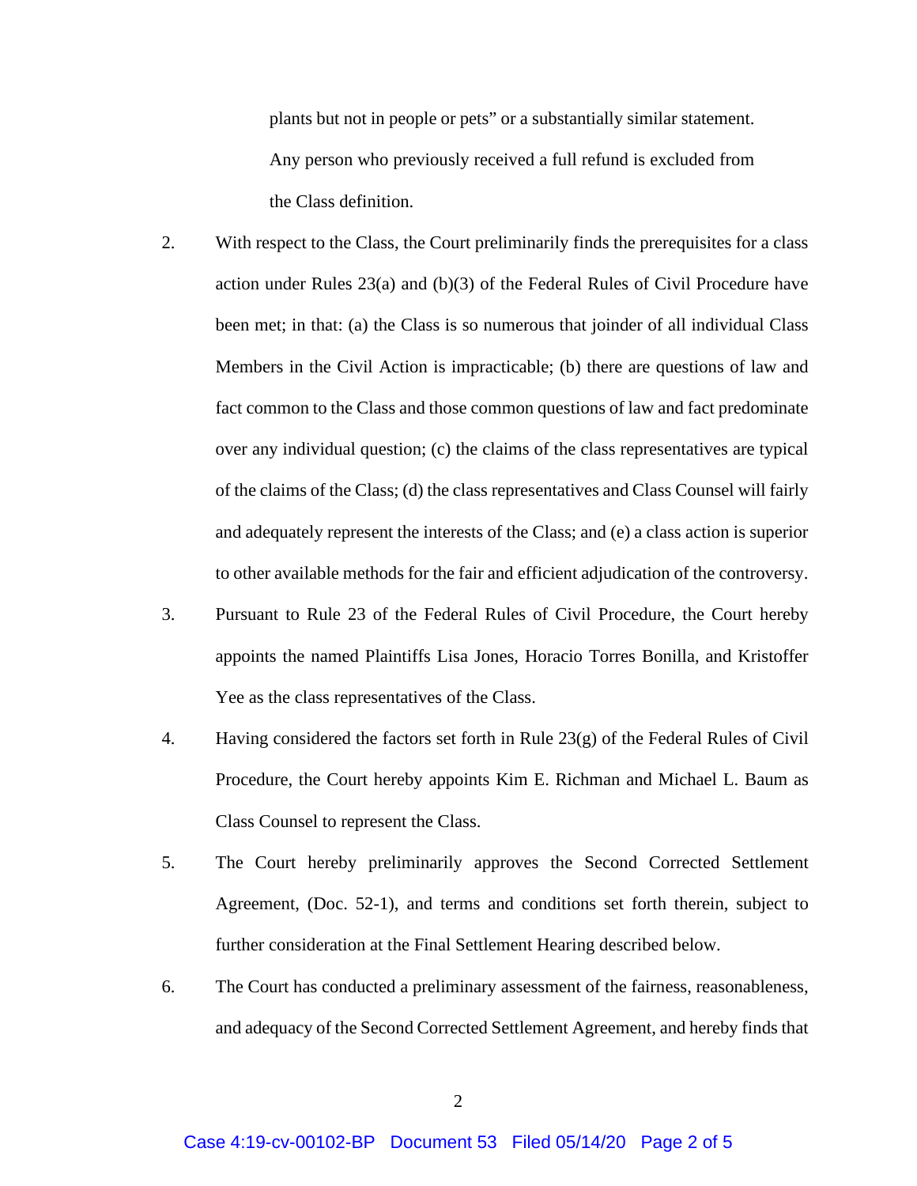plants but not in people or pets" or a substantially similar statement. Any person who previously received a full refund is excluded from the Class definition.

2. With respect to the Class, the Court preliminarily finds the prerequisites for a class action under Rules 23(a) and (b)(3) of the Federal Rules of Civil Procedure have been met; in that: (a) the Class is so numerous that joinder of all individual Class Members in the Civil Action is impracticable; (b) there are questions of law and fact common to the Class and those common questions of law and fact predominate over any individual question; (c) the claims of the class representatives are typical of the claims of the Class; (d) the class representatives and Class Counsel will fairly and adequately represent the interests of the Class; and (e) a class action is superior to other available methods for the fair and efficient adjudication of the controversy.

3. Pursuant to Rule 23 of the Federal Rules of Civil Procedure, the Court hereby appoints the named Plaintiffs Lisa Jones, Horacio Torres Bonilla, and Kristoffer Yee as the class representatives of the Class.

4. Having considered the factors set forth in Rule 23(g) of the Federal Rules of Civil Procedure, the Court hereby appoints Kim E. Richman and Michael L. Baum as Class Counsel to represent the Class.

5. The Court hereby preliminarily approves the Second Corrected Settlement Agreement, (Doc. 52-1), and terms and conditions set forth therein, subject to further consideration at the Final Settlement Hearing described below.

6. The Court has conducted a preliminary assessment of the fairness, reasonableness, and adequacy of the Second Corrected Settlement Agreement, and hereby finds that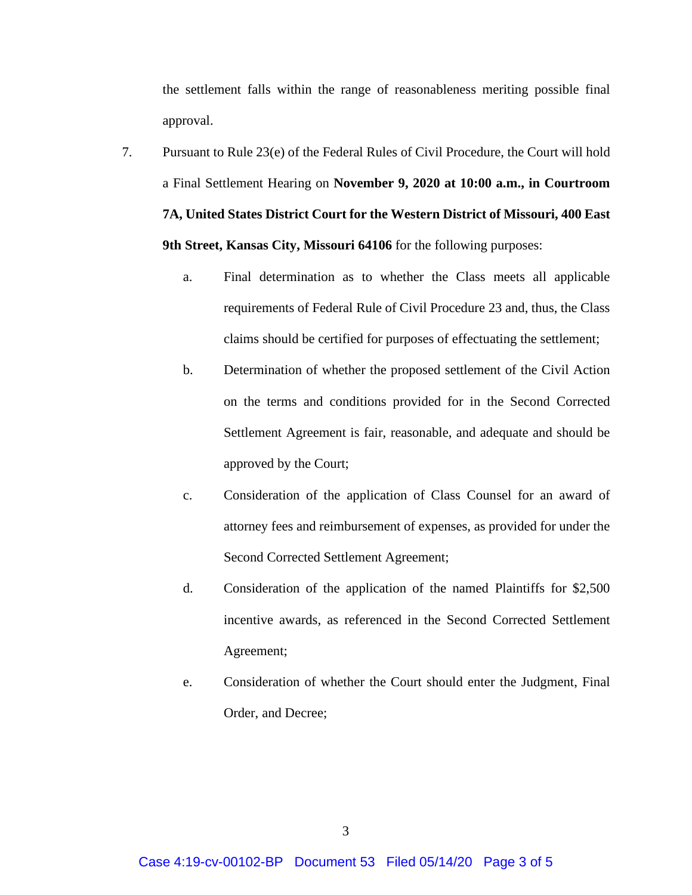the settlement falls within the range of reasonableness meriting possible final approval.

7. Pursuant to Rule 23(e) of the Federal Rules of Civil Procedure, the Court will hold a Final Settlement Hearing on **November 9, 2020 at 10:00 a.m., in Courtroom 7A, United States District Court for the Western District of Missouri, 400 East 9th Street, Kansas City, Missouri 64106** for the following purposes:

    a. Final determination as to whether the Class meets all applicable requirements of Federal Rule of Civil Procedure 23 and, thus, the Class claims should be certified for purposes of effectuating the settlement;

    b. Determination of whether the proposed settlement of the Civil Action on the terms and conditions provided for in the Second Corrected Settlement Agreement is fair, reasonable, and adequate and should be approved by the Court;

    c. Consideration of the application of Class Counsel for an award of attorney fees and reimbursement of expenses, as provided for under the Second Corrected Settlement Agreement;

    d. Consideration of the application of the named Plaintiffs for $2,500 incentive awards, as referenced in the Second Corrected Settlement Agreement;

    e. Consideration of whether the Court should enter the Judgment, Final Order, and Decree;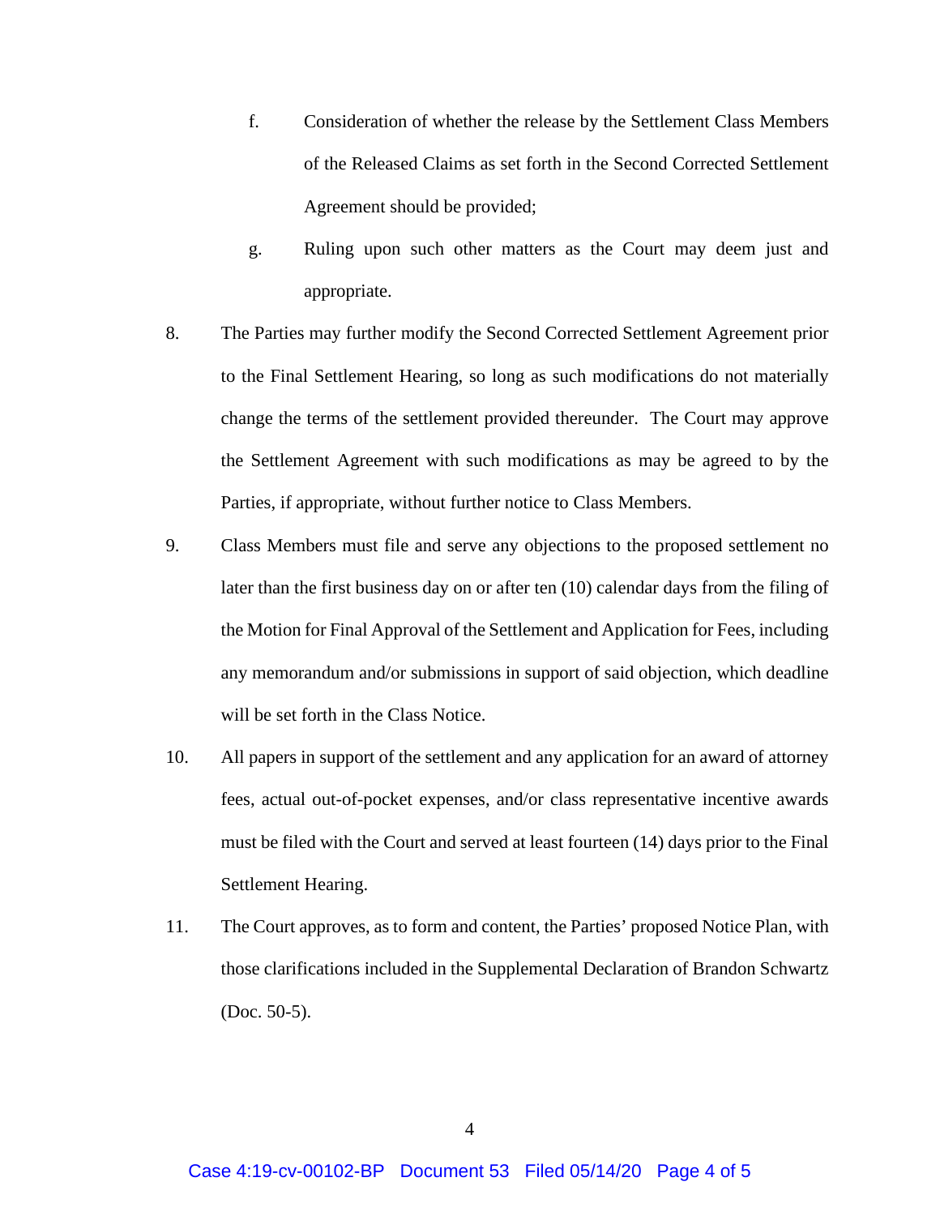f. Consideration of whether the release by the Settlement Class Members of the Released Claims as set forth in the Second Corrected Settlement Agreement should be provided;

g. Ruling upon such other matters as the Court may deem just and appropriate.

8. The Parties may further modify the Second Corrected Settlement Agreement prior to the Final Settlement Hearing, so long as such modifications do not materially change the terms of the settlement provided thereunder. The Court may approve the Settlement Agreement with such modifications as may be agreed to by the Parties, if appropriate, without further notice to Class Members.

9. Class Members must file and serve any objections to the proposed settlement no later than the first business day on or after ten (10) calendar days from the filing of the Motion for Final Approval of the Settlement and Application for Fees, including any memorandum and/or submissions in support of said objection, which deadline will be set forth in the Class Notice.

10. All papers in support of the settlement and any application for an award of attorney fees, actual out-of-pocket expenses, and/or class representative incentive awards must be filed with the Court and served at least fourteen (14) days prior to the Final Settlement Hearing.

11. The Court approves, as to form and content, the Parties' proposed Notice Plan, with those clarifications included in the Supplemental Declaration of Brandon Schwartz (Doc. 50-5).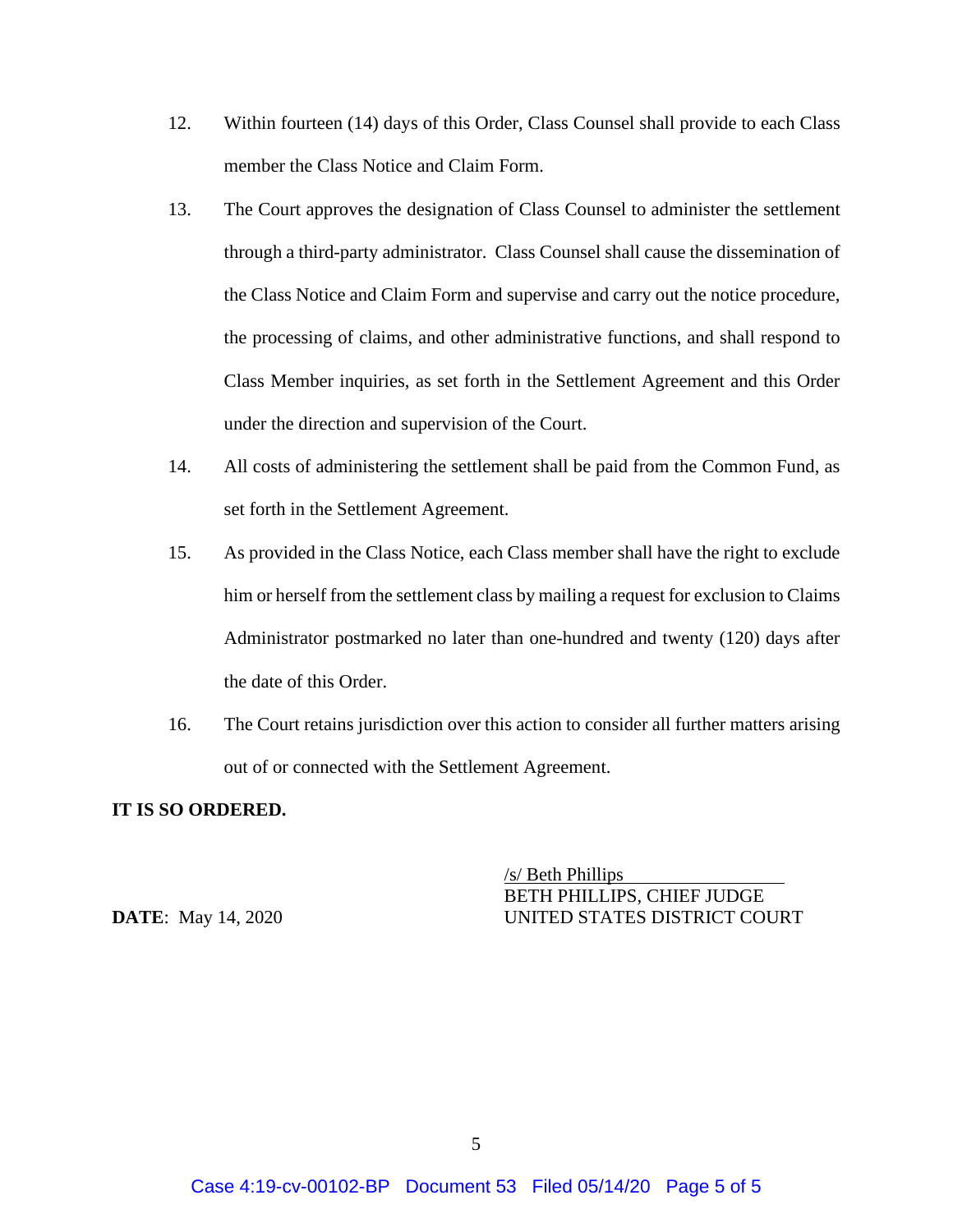12. Within fourteen (14) days of this Order, Class Counsel shall provide to each Class member the Class Notice and Claim Form.

13. The Court approves the designation of Class Counsel to administer the settlement through a third-party administrator. Class Counsel shall cause the dissemination of the Class Notice and Claim Form and supervise and carry out the notice procedure, the processing of claims, and other administrative functions, and shall respond to Class Member inquiries, as set forth in the Settlement Agreement and this Order under the direction and supervision of the Court.

14. All costs of administering the settlement shall be paid from the Common Fund, as set forth in the Settlement Agreement.

15. As provided in the Class Notice, each Class member shall have the right to exclude him or herself from the settlement class by mailing a request for exclusion to Claims Administrator postmarked no later than one-hundred and twenty (120) days after the date of this Order.

16. The Court retains jurisdiction over this action to consider all further matters arising out of or connected with the Settlement Agreement.

**IT IS SO ORDERED.**

/s/ Beth Phillips
BETH PHILLIPS, CHIEF JUDGE
UNITED STATES DISTRICT COURT

**DATE**: May 14, 2020